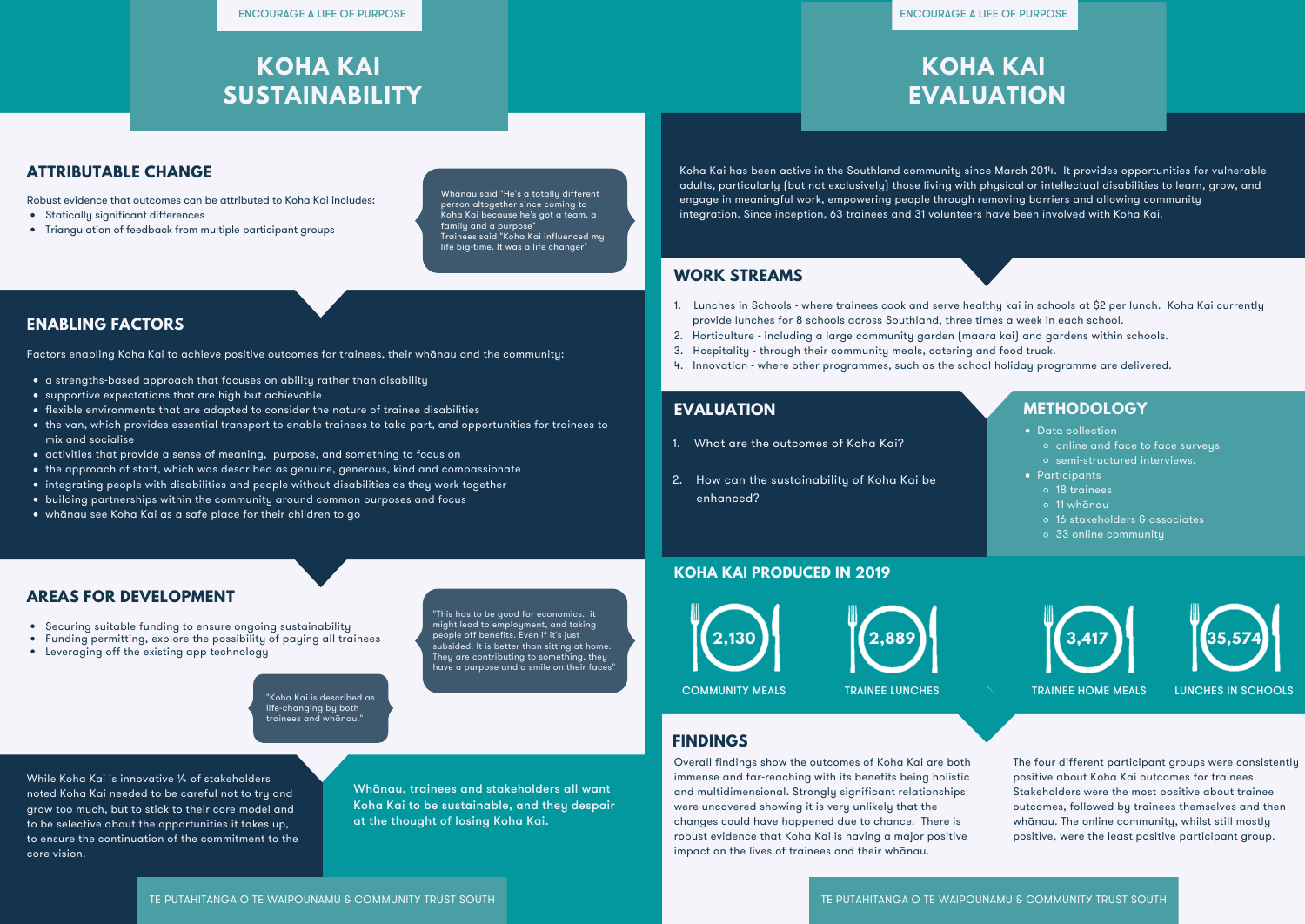ENCOURAGE A LIFE OF PURPOSE

# KOHA KAI SUSTAINABILITY

## ATTRIBUTABLE CHANGE

Robust evidence that outcomes can be attributed to Koha Kai includes:

- Statically significant differences
- Triangulation of feedback from multiple participant groups

> Whānau said "He's a totally different person altogether since coming to Koha Kai because he's got a team, a family and a purpose"
> Trainees said "Koha Kai influenced my life big-time. It was a life changer"

## ENABLING FACTORS

Factors enabling Koha Kai to achieve positive outcomes for trainees, their whānau and the community:

- a strengths-based approach that focuses on ability rather than disability
- supportive expectations that are high but achievable
- flexible environments that are adapted to consider the nature of trainee disabilities
- the van, which provides essential transport to enable trainees to take part, and opportunities for trainees to mix and socialise
- activities that provide a sense of meaning, purpose, and something to focus on
- the approach of staff, which was described as genuine, generous, kind and compassionate
- integrating people with disabilities and people without disabilities as they work together
- building partnerships within the community around common purposes and focus
- whānau see Koha Kai as a safe place for their children to go

## AREAS FOR DEVELOPMENT

- Securing suitable funding to ensure ongoing sustainability
- Funding permitting, explore the possibility of paying all trainees
- Leveraging off the existing app technology

> "This has to be good for economics.. it might lead to employment, and taking people off benefits. Even if it's just subsided. It is better than sitting at home. They are contributing to something, they have a purpose and a smile on their faces"

> "Koha Kai is described as life-changing by both trainees and whānau."

While Koha Kai is innovative ⅓ of stakeholders noted Koha Kai needed to be careful not to try and grow too much, but to stick to their core model and to be selective about the opportunities it takes up, to ensure the continuation of the commitment to the core vision.

**Whānau, trainees and stakeholders all want Koha Kai to be sustainable, and they despair at the thought of losing Koha Kai.**

TE PUTAHITANGA O TE WAIPOUNAMU & COMMUNITY TRUST SOUTH

ENCOURAGE A LIFE OF PURPOSE

# KOHA KAI EVALUATION

Koha Kai has been active in the Southland community since March 2014. It provides opportunities for vulnerable adults, particularly (but not exclusively) those living with physical or intellectual disabilities to learn, grow, and engage in meaningful work, empowering people through removing barriers and allowing community integration. Since inception, 63 trainees and 31 volunteers have been involved with Koha Kai.

## WORK STREAMS

1. Lunches in Schools - where trainees cook and serve healthy kai in schools at $2 per lunch. Koha Kai currently provide lunches for 8 schools across Southland, three times a week in each school.
2. Horticulture - including a large community garden (maara kai) and gardens within schools.
3. Hospitality - through their community meals, catering and food truck.
4. Innovation - where other programmes, such as the school holiday programme are delivered.

## EVALUATION

1. What are the outcomes of Koha Kai?
2. How can the sustainability of Koha Kai be enhanced?

## METHODOLOGY

- Data collection
  - online and face to face surveys
  - semi-structured interviews.
- Participants
  - 18 trainees
  - 11 whānau
  - 16 stakeholders & associates
  - 33 online community

## KOHA KAI PRODUCED IN 2019

- 2,130 COMMUNITY MEALS
- 2,889 TRAINEE LUNCHES
- 3,417 TRAINEE HOME MEALS
- 35,574 LUNCHES IN SCHOOLS

## FINDINGS

Overall findings show the outcomes of Koha Kai are both immense and far-reaching with its benefits being holistic and multidimensional. Strongly significant relationships were uncovered showing it is very unlikely that the changes could have happened due to chance. There is robust evidence that Koha Kai is having a major positive impact on the lives of trainees and their whānau.

The four different participant groups were consistently positive about Koha Kai outcomes for trainees. Stakeholders were the most positive about trainee outcomes, followed by trainees themselves and then whānau. The online community, whilst still mostly positive, were the least positive participant group.

TE PUTAHITANGA O TE WAIPOUNAMU & COMMUNITY TRUST SOUTH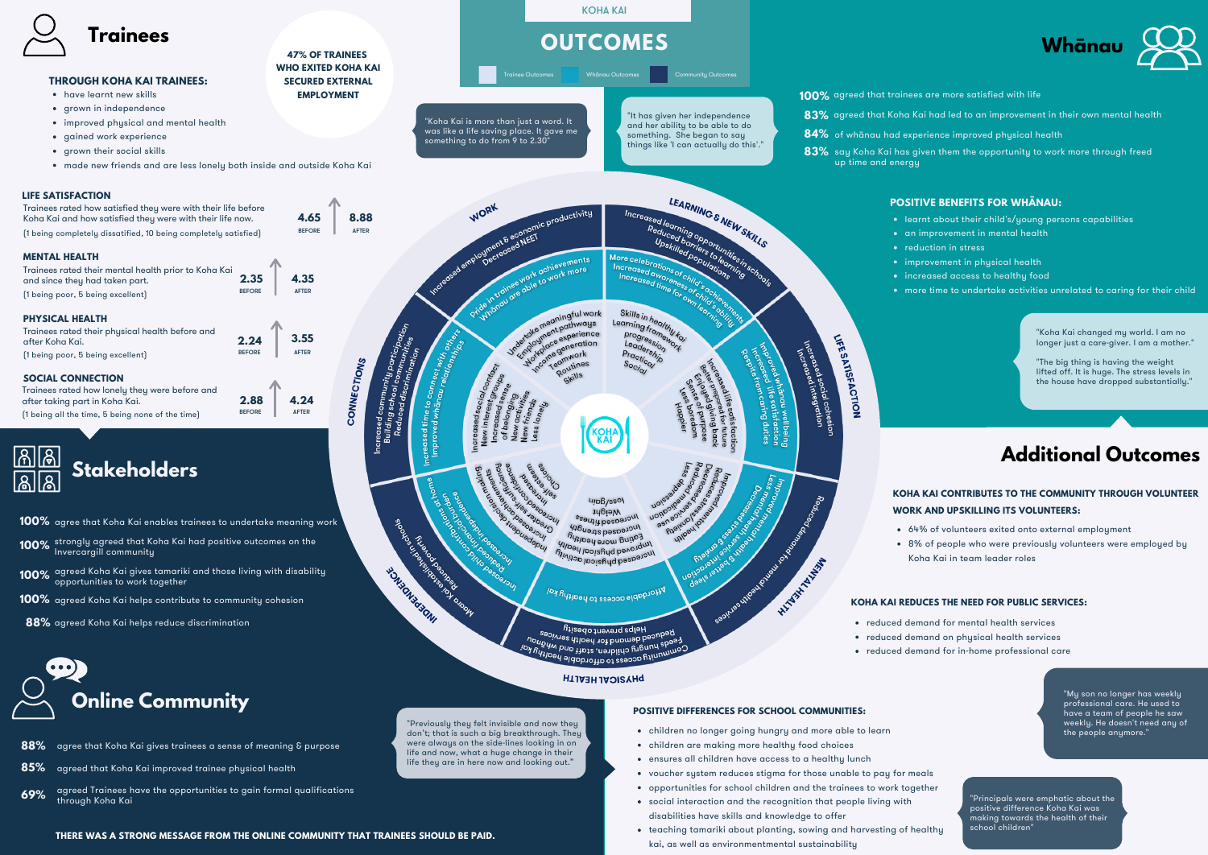KOHA KAI

# OUTCOMES

Trainee Outcomes | Whānau Outcomes | Community Outcomes

## Trainees

47% OF TRAINEES WHO EXITED KOHA KAI SECURED EXTERNAL EMPLOYMENT

### THROUGH KOHA KAI TRAINEES:

- have learnt new skills
- grown in independence
- improved physical and mental health
- gained work experience
- grown their social skills
- made new friends and are less lonely both inside and outside Koha Kai

"Koha Kai is more than just a word. It was like a life saving place. It gave me something to do from 9 to 2.30"

"It has given her independence and her ability to be able to do something. She began to say things like 'I can actually do this'."

### LIFE SATISFACTION

Trainees rated how satisfied they were with their life before Koha Kai and how satisfied they were with their life now.

(1 being completely dissatified, 10 being completely satisfied)

4.65 BEFORE → 8.88 AFTER

### MENTAL HEALTH

Trainees rated their mental health prior to Koha Kai and since they had taken part.

(1 being poor, 5 being excellent)

2.35 BEFORE → 4.35 AFTER

### PHYSICAL HEALTH

Trainees rated their physical health before and after Koha Kai.

(1 being poor, 5 being excellent)

2.24 BEFORE → 3.55 AFTER

### SOCIAL CONNECTION

Trainees rated how lonely they were before and after taking part in Koha Kai.

(1 being all the time, 5 being none of the time)

2.88 BEFORE → 4.24 AFTER

## Whānau

**100%** agreed that trainees are more satisfied with life

**83%** agreed that Koha Kai had led to an improvement in their own mental health

**84%** of whānau had experience improved physical health

**83%** say Koha Kai has given them the opportunity to work more through freed up time and energy

### POSITIVE BENEFITS FOR WHĀNAU:

- learnt about their child's/young persons capabilities
- an improvement in mental health
- reduction in stress
- improvement in physical health
- increased access to healthy food
- more time to undertake activities unrelated to caring for their child

"Koha Kai changed my world. I am no longer just a care-giver. I am a mother."

"The big thing is having the weight lifted off. It is huge. The stress levels in the house have dropped substantially."

KOHA KAI

WORK

Increased employment & economic productivity

Decreased NEET

Pride in trainee work achievements

Whānau are able to work more

Undertake meaningful work

Employment pathways

Workplace experience

Income generation

Teamwork

Routines

Skills

LEARNING & NEW SKILLS

Increased learning opportunities in schools

Reduced barriers to learning

Upskilled populations

More celebrations of child's achievements

Increased awareness of child's ability

Increased time for own learning

Skills in healthy kai

Learning framework

Leadership progression

Practical

Social

LIFE SATISFACTION

Increased social cohesion

Increased integration

Improved whānau wellbeing

Increased life satisfaction

Respite from caring duties

Increased life satisfaction

Better prepared for future

Enjoy giving back

Sense of purpose

Less boredom

Happier

MENTAL HEALTH

Reduced demand for mental health services

Improved mental health & better sleep

Less mental health service interaction

Decreased stress & anxiety

Improved mental health

Decreased stress & anxiety

Reduced mental health service use

Less depression

PHYSICAL HEALTH

Community access to affordable healthy kai

Feeds hungry children, staff and whānau

Reduced demand for health services

Helps prevent obesity

Affordable access to healthy kai

Increased physical activity

Eating more healthy

Increased strength

Weight loss

INDEPENDENCE

Reduced poverty

Mana kai established in schools

Increased contributions at home

Reduced financial burden

Increased independence

Independent decision making

Greater self-determination

Increased confidence

Increased self-esteem

Choices

CONNECTIONS

Increased community participation

Building school communities

Reduced discrimination

Increased time to connect with others

Improved whānau relationships

Increased social contact

New interest groups

Increased sense of belonging

New activities

New friends

Less lonely

## Stakeholders

**100%** agree that Koha Kai enables trainees to undertake meaning work

**100%** strongly agreed that Koha Kai had positive outcomes on the Invercargill community

**100%** agreed Koha Kai gives tamariki and those living with disability opportunities to work together

**100%** agreed Koha Kai helps contribute to community cohesion

**88%** agreed Koha Kai helps reduce discrimination

## Additional Outcomes

### KOHA KAI CONTRIBUTES TO THE COMMUNITY THROUGH VOLUNTEER WORK AND UPSKILLING ITS VOLUNTEERS:

- 64% of volunteers exited onto external employment
- 8% of people who were previously volunteers were employed by Koha Kai in team leader roles

### KOHA KAI REDUCES THE NEED FOR PUBLIC SERVICES:

- reduced demand for mental health services
- reduced demand on physical health services
- reduced demand for in-home professional care

"My son no longer has weekly professional care. He used to have a team of people he saw weekly. He doesn't need any of the people anymore."

## Online Community

**88%** agree that Koha Kai gives trainees a sense of meaning & purpose

**85%** agreed that Koha Kai improved trainee physical health

**69%** agreed Trainees have the opportunities to gain formal qualifications through Koha Kai

**THERE WAS A STRONG MESSAGE FROM THE ONLINE COMMUNITY THAT TRAINEES SHOULD BE PAID.**

"Previously they felt invisible and now they don't; that is such a big breakthrough. They were always on the side-lines looking in on life and now, what a huge change in their life they are in here now and looking out."

### POSITIVE DIFFERENCES FOR SCHOOL COMMUNITIES:

- children no longer going hungry and more able to learn
- children are making more healthy food choices
- ensures all children have access to a healthy lunch
- voucher system reduces stigma for those unable to pay for meals
- opportunities for school children and the trainees to work together
- social interaction and the recognition that people living with disabilities have skills and knowledge to offer
- teaching tamariki about planting, sowing and harvesting of healthy kai, as well as environmental sustainability

"Principals were emphatic about the positive difference Koha Kai was making towards the health of their school children"